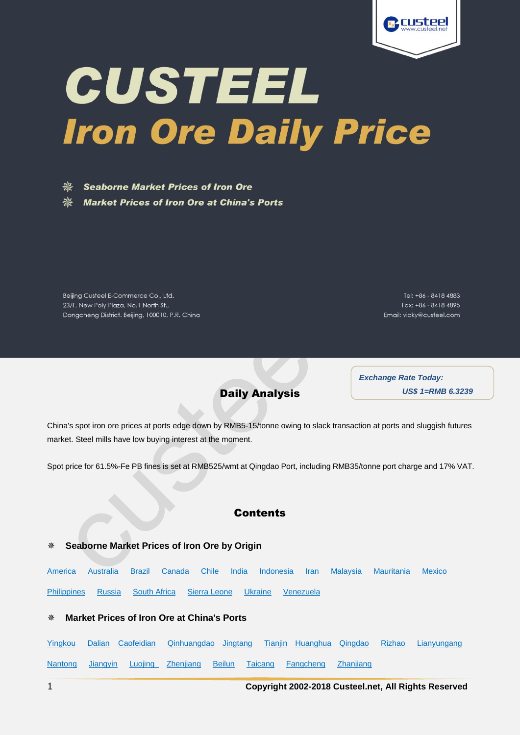# CUSTEEL

## Iron Ore Daily Price

- Seaborne Market Prices of Iron Ore
- Market Prices of Iron Ore at China's Ports

Beijing Custeel E-Commerce Co., Ltd.
23/F, New Poly Plaza, No.1 North St.,
Dongcheng District, Beijing, 100010, P.R. China

Tel: +86 - 8418 4883
Fax: +86 - 8418 4895
Email: vicky@custeel.com

*Exchange Rate Today:*
*US$ 1=RMB 6.3239*

## Daily Analysis

China's spot iron ore prices at ports edge down by RMB5-15/tonne owing to slack transaction at ports and sluggish futures market. Steel mills have low buying interest at the moment.

Spot price for 61.5%-Fe PB fines is set at RMB525/wmt at Qingdao Port, including RMB35/tonne port charge and 17% VAT.

## Contents

### Seaborne Market Prices of Iron Ore by Origin

America Australia Brazil Canada Chile India Indonesia Iran Malaysia Mauritania Mexico Philippines Russia South Africa Sierra Leone Ukraine Venezuela

### Market Prices of Iron Ore at China's Ports

Yingkou Dalian Caofeidian Qinhuangdao Jingtang Tianjin Huanghua Qingdao Rizhao Lianyungang Nantong Jiangyin Luojing Zhenjiang Beilun Taicang Fangcheng Zhanjiang

**Copyright 2002-2018 Custeel.net, All Rights Reserved**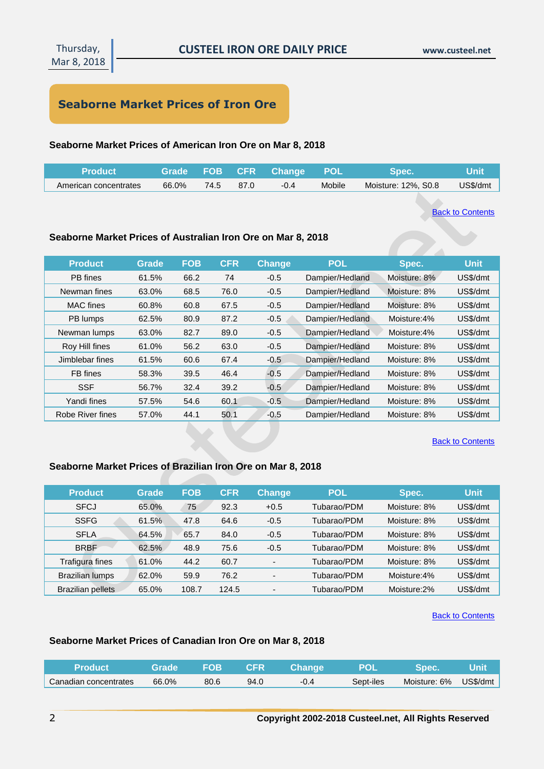## Seaborne Market Prices of Iron Ore

### Seaborne Market Prices of American Iron Ore on Mar 8, 2018

| Product | Grade | FOB | CFR | Change | POL | Spec. | Unit |
|---|---|---|---|---|---|---|---|
| American concentrates | 66.0% | 74.5 | 87.0 | -0.4 | Mobile | Moisture: 12%, S0.8 | US$/dmt |

Back to Contents

### Seaborne Market Prices of Australian Iron Ore on Mar 8, 2018

| Product | Grade | FOB | CFR | Change | POL | Spec. | Unit |
|---|---|---|---|---|---|---|---|
| PB fines | 61.5% | 66.2 | 74 | -0.5 | Dampier/Hedland | Moisture: 8% | US$/dmt |
| Newman fines | 63.0% | 68.5 | 76.0 | -0.5 | Dampier/Hedland | Moisture: 8% | US$/dmt |
| MAC fines | 60.8% | 60.8 | 67.5 | -0.5 | Dampier/Hedland | Moisture: 8% | US$/dmt |
| PB lumps | 62.5% | 80.9 | 87.2 | -0.5 | Dampier/Hedland | Moisture:4% | US$/dmt |
| Newman lumps | 63.0% | 82.7 | 89.0 | -0.5 | Dampier/Hedland | Moisture:4% | US$/dmt |
| Roy Hill fines | 61.0% | 56.2 | 63.0 | -0.5 | Dampier/Hedland | Moisture: 8% | US$/dmt |
| Jimblebar fines | 61.5% | 60.6 | 67.4 | -0.5 | Dampier/Hedland | Moisture: 8% | US$/dmt |
| FB fines | 58.3% | 39.5 | 46.4 | -0.5 | Dampier/Hedland | Moisture: 8% | US$/dmt |
| SSF | 56.7% | 32.4 | 39.2 | -0.5 | Dampier/Hedland | Moisture: 8% | US$/dmt |
| Yandi fines | 57.5% | 54.6 | 60.1 | -0.5 | Dampier/Hedland | Moisture: 8% | US$/dmt |
| Robe River fines | 57.0% | 44.1 | 50.1 | -0.5 | Dampier/Hedland | Moisture: 8% | US$/dmt |

Back to Contents

### Seaborne Market Prices of Brazilian Iron Ore on Mar 8, 2018

| Product | Grade | FOB | CFR | Change | POL | Spec. | Unit |
|---|---|---|---|---|---|---|---|
| SFCJ | 65.0% | 75 | 92.3 | +0.5 | Tubarao/PDM | Moisture: 8% | US$/dmt |
| SSFG | 61.5% | 47.8 | 64.6 | -0.5 | Tubarao/PDM | Moisture: 8% | US$/dmt |
| SFLA | 64.5% | 65.7 | 84.0 | -0.5 | Tubarao/PDM | Moisture: 8% | US$/dmt |
| BRBF | 62.5% | 48.9 | 75.6 | -0.5 | Tubarao/PDM | Moisture: 8% | US$/dmt |
| Trafigura fines | 61.0% | 44.2 | 60.7 | - | Tubarao/PDM | Moisture: 8% | US$/dmt |
| Brazilian lumps | 62.0% | 59.9 | 76.2 | - | Tubarao/PDM | Moisture:4% | US$/dmt |
| Brazilian pellets | 65.0% | 108.7 | 124.5 | - | Tubarao/PDM | Moisture:2% | US$/dmt |

Back to Contents

### Seaborne Market Prices of Canadian Iron Ore on Mar 8, 2018

| Product | Grade | FOB | CFR | Change | POL | Spec. | Unit |
|---|---|---|---|---|---|---|---|
| Canadian concentrates | 66.0% | 80.6 | 94.0 | -0.4 | Sept-iles | Moisture: 6% | US$/dmt |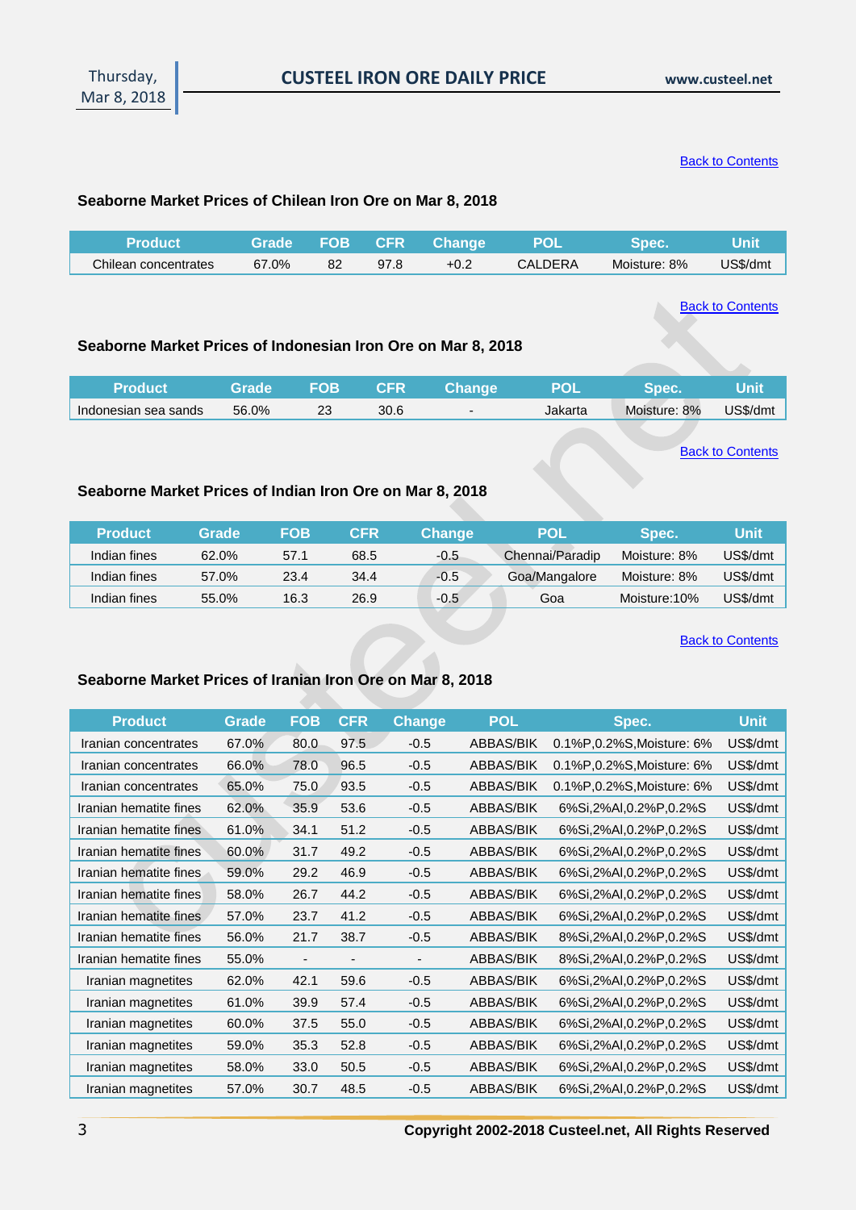Back to Contents

### Seaborne Market Prices of Chilean Iron Ore on Mar 8, 2018

| Product | Grade | FOB | CFR | Change | POL | Spec. | Unit |
|---|---|---|---|---|---|---|---|
| Chilean concentrates | 67.0% | 82 | 97.8 | +0.2 | CALDERA | Moisture: 8% | US$/dmt |

Back to Contents

### Seaborne Market Prices of Indonesian Iron Ore on Mar 8, 2018

| Product | Grade | FOB | CFR | Change | POL | Spec. | Unit |
|---|---|---|---|---|---|---|---|
| Indonesian sea sands | 56.0% | 23 | 30.6 | - | Jakarta | Moisture: 8% | US$/dmt |

Back to Contents

### Seaborne Market Prices of Indian Iron Ore on Mar 8, 2018

| Product | Grade | FOB | CFR | Change | POL | Spec. | Unit |
|---|---|---|---|---|---|---|---|
| Indian fines | 62.0% | 57.1 | 68.5 | -0.5 | Chennai/Paradip | Moisture: 8% | US$/dmt |
| Indian fines | 57.0% | 23.4 | 34.4 | -0.5 | Goa/Mangalore | Moisture: 8% | US$/dmt |
| Indian fines | 55.0% | 16.3 | 26.9 | -0.5 | Goa | Moisture:10% | US$/dmt |

Back to Contents

### Seaborne Market Prices of Iranian Iron Ore on Mar 8, 2018

| Product | Grade | FOB | CFR | Change | POL | Spec. | Unit |
|---|---|---|---|---|---|---|---|
| Iranian concentrates | 67.0% | 80.0 | 97.5 | -0.5 | ABBAS/BIK | 0.1%P,0.2%S,Moisture: 6% | US$/dmt |
| Iranian concentrates | 66.0% | 78.0 | 96.5 | -0.5 | ABBAS/BIK | 0.1%P,0.2%S,Moisture: 6% | US$/dmt |
| Iranian concentrates | 65.0% | 75.0 | 93.5 | -0.5 | ABBAS/BIK | 0.1%P,0.2%S,Moisture: 6% | US$/dmt |
| Iranian hematite fines | 62.0% | 35.9 | 53.6 | -0.5 | ABBAS/BIK | 6%Si,2%Al,0.2%P,0.2%S | US$/dmt |
| Iranian hematite fines | 61.0% | 34.1 | 51.2 | -0.5 | ABBAS/BIK | 6%Si,2%Al,0.2%P,0.2%S | US$/dmt |
| Iranian hematite fines | 60.0% | 31.7 | 49.2 | -0.5 | ABBAS/BIK | 6%Si,2%Al,0.2%P,0.2%S | US$/dmt |
| Iranian hematite fines | 59.0% | 29.2 | 46.9 | -0.5 | ABBAS/BIK | 6%Si,2%Al,0.2%P,0.2%S | US$/dmt |
| Iranian hematite fines | 58.0% | 26.7 | 44.2 | -0.5 | ABBAS/BIK | 6%Si,2%Al,0.2%P,0.2%S | US$/dmt |
| Iranian hematite fines | 57.0% | 23.7 | 41.2 | -0.5 | ABBAS/BIK | 6%Si,2%Al,0.2%P,0.2%S | US$/dmt |
| Iranian hematite fines | 56.0% | 21.7 | 38.7 | -0.5 | ABBAS/BIK | 8%Si,2%Al,0.2%P,0.2%S | US$/dmt |
| Iranian hematite fines | 55.0% | - | - | - | ABBAS/BIK | 8%Si,2%Al,0.2%P,0.2%S | US$/dmt |
| Iranian magnetites | 62.0% | 42.1 | 59.6 | -0.5 | ABBAS/BIK | 6%Si,2%Al,0.2%P,0.2%S | US$/dmt |
| Iranian magnetites | 61.0% | 39.9 | 57.4 | -0.5 | ABBAS/BIK | 6%Si,2%Al,0.2%P,0.2%S | US$/dmt |
| Iranian magnetites | 60.0% | 37.5 | 55.0 | -0.5 | ABBAS/BIK | 6%Si,2%Al,0.2%P,0.2%S | US$/dmt |
| Iranian magnetites | 59.0% | 35.3 | 52.8 | -0.5 | ABBAS/BIK | 6%Si,2%Al,0.2%P,0.2%S | US$/dmt |
| Iranian magnetites | 58.0% | 33.0 | 50.5 | -0.5 | ABBAS/BIK | 6%Si,2%Al,0.2%P,0.2%S | US$/dmt |
| Iranian magnetites | 57.0% | 30.7 | 48.5 | -0.5 | ABBAS/BIK | 6%Si,2%Al,0.2%P,0.2%S | US$/dmt |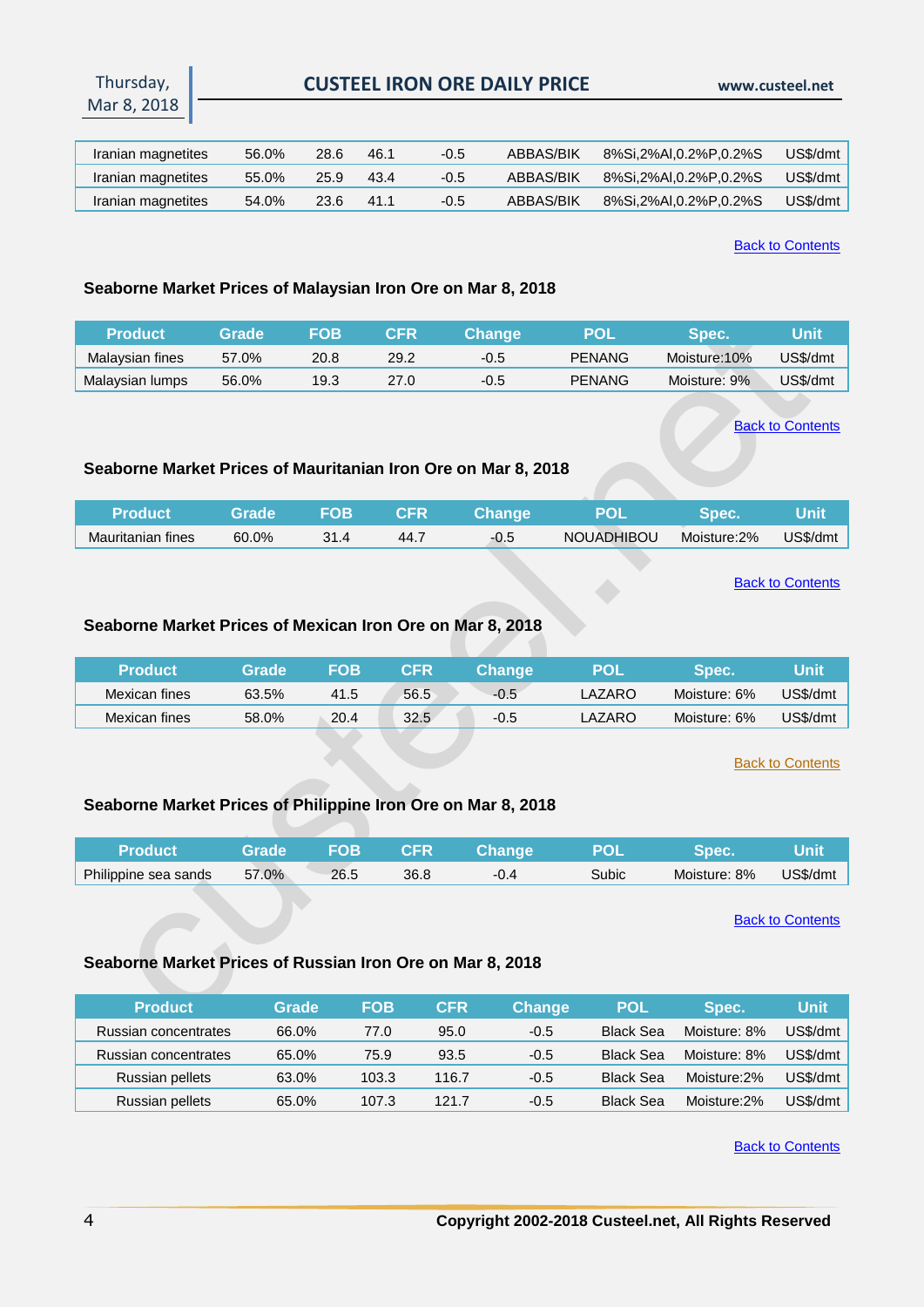| Iranian magnetites | 56.0% | 28.6 | 46.1 | -0.5 | ABBAS/BIK | 8%Si,2%Al,0.2%P,0.2%S | US$/dmt |
|---|---|---|---|---|---|---|---|
| Iranian magnetites | 55.0% | 25.9 | 43.4 | -0.5 | ABBAS/BIK | 8%Si,2%Al,0.2%P,0.2%S | US$/dmt |
| Iranian magnetites | 54.0% | 23.6 | 41.1 | -0.5 | ABBAS/BIK | 8%Si,2%Al,0.2%P,0.2%S | US$/dmt |

Back to Contents

### Seaborne Market Prices of Malaysian Iron Ore on Mar 8, 2018

| Product | Grade | FOB | CFR | Change | POL | Spec. | Unit |
|---|---|---|---|---|---|---|---|
| Malaysian fines | 57.0% | 20.8 | 29.2 | -0.5 | PENANG | Moisture:10% | US$/dmt |
| Malaysian lumps | 56.0% | 19.3 | 27.0 | -0.5 | PENANG | Moisture: 9% | US$/dmt |

Back to Contents

### Seaborne Market Prices of Mauritanian Iron Ore on Mar 8, 2018

| Product | Grade | FOB | CFR | Change | POL | Spec. | Unit |
|---|---|---|---|---|---|---|---|
| Mauritanian fines | 60.0% | 31.4 | 44.7 | -0.5 | NOUADHIBOU | Moisture:2% | US$/dmt |

Back to Contents

### Seaborne Market Prices of Mexican Iron Ore on Mar 8, 2018

| Product | Grade | FOB | CFR | Change | POL | Spec. | Unit |
|---|---|---|---|---|---|---|---|
| Mexican fines | 63.5% | 41.5 | 56.5 | -0.5 | LAZARO | Moisture: 6% | US$/dmt |
| Mexican fines | 58.0% | 20.4 | 32.5 | -0.5 | LAZARO | Moisture: 6% | US$/dmt |

Back to Contents

### Seaborne Market Prices of Philippine Iron Ore on Mar 8, 2018

| Product | Grade | FOB | CFR | Change | POL | Spec. | Unit |
|---|---|---|---|---|---|---|---|
| Philippine sea sands | 57.0% | 26.5 | 36.8 | -0.4 | Subic | Moisture: 8% | US$/dmt |

Back to Contents

### Seaborne Market Prices of Russian Iron Ore on Mar 8, 2018

| Product | Grade | FOB | CFR | Change | POL | Spec. | Unit |
|---|---|---|---|---|---|---|---|
| Russian concentrates | 66.0% | 77.0 | 95.0 | -0.5 | Black Sea | Moisture: 8% | US$/dmt |
| Russian concentrates | 65.0% | 75.9 | 93.5 | -0.5 | Black Sea | Moisture: 8% | US$/dmt |
| Russian pellets | 63.0% | 103.3 | 116.7 | -0.5 | Black Sea | Moisture:2% | US$/dmt |
| Russian pellets | 65.0% | 107.3 | 121.7 | -0.5 | Black Sea | Moisture:2% | US$/dmt |

Back to Contents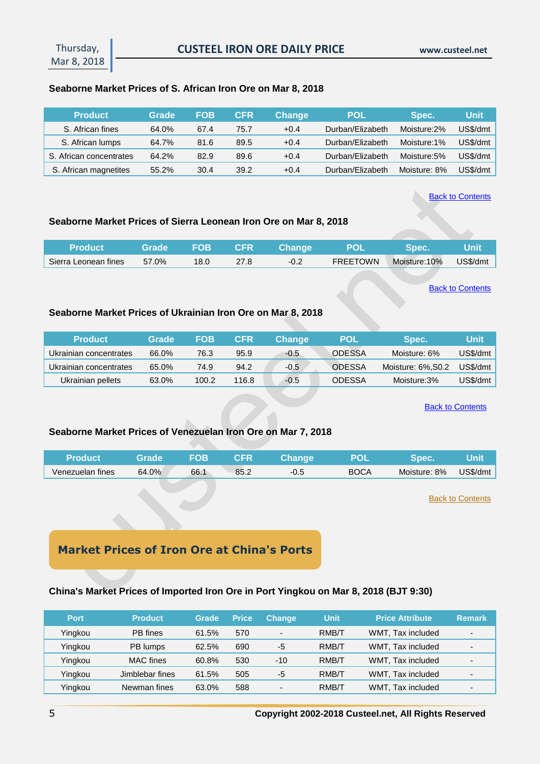### Seaborne Market Prices of S. African Iron Ore on Mar 8, 2018

| Product | Grade | FOB | CFR | Change | POL | Spec. | Unit |
|---|---|---|---|---|---|---|---|
| S. African fines | 64.0% | 67.4 | 75.7 | +0.4 | Durban/Elizabeth | Moisture:2% | US$/dmt |
| S. African lumps | 64.7% | 81.6 | 89.5 | +0.4 | Durban/Elizabeth | Moisture:1% | US$/dmt |
| S. African concentrates | 64.2% | 82.9 | 89.6 | +0.4 | Durban/Elizabeth | Moisture:5% | US$/dmt |
| S. African magnetites | 55.2% | 30.4 | 39.2 | +0.4 | Durban/Elizabeth | Moisture: 8% | US$/dmt |

Back to Contents

### Seaborne Market Prices of Sierra Leonean Iron Ore on Mar 8, 2018

| Product | Grade | FOB | CFR | Change | POL | Spec. | Unit |
|---|---|---|---|---|---|---|---|
| Sierra Leonean fines | 57.0% | 18.0 | 27.8 | -0.2 | FREETOWN | Moisture:10% | US$/dmt |

Back to Contents

### Seaborne Market Prices of Ukrainian Iron Ore on Mar 8, 2018

| Product | Grade | FOB | CFR | Change | POL | Spec. | Unit |
|---|---|---|---|---|---|---|---|
| Ukrainian concentrates | 66.0% | 76.3 | 95.9 | -0.5 | ODESSA | Moisture: 6% | US$/dmt |
| Ukrainian concentrates | 65.0% | 74.9 | 94.2 | -0.5 | ODESSA | Moisture: 6%,S0.2 | US$/dmt |
| Ukrainian pellets | 63.0% | 100.2 | 116.8 | -0.5 | ODESSA | Moisture:3% | US$/dmt |

Back to Contents

### Seaborne Market Prices of Venezuelan Iron Ore on Mar 7, 2018

| Product | Grade | FOB | CFR | Change | POL | Spec. | Unit |
|---|---|---|---|---|---|---|---|
| Venezuelan fines | 64.0% | 66.1 | 85.2 | -0.5 | BOCA | Moisture: 8% | US$/dmt |

Back to Contents

## Market Prices of Iron Ore at China's Ports

### China's Market Prices of Imported Iron Ore in Port Yingkou on Mar 8, 2018 (BJT 9:30)

| Port | Product | Grade | Price | Change | Unit | Price Attribute | Remark |
|---|---|---|---|---|---|---|---|
| Yingkou | PB fines | 61.5% | 570 | - | RMB/T | WMT, Tax included | - |
| Yingkou | PB lumps | 62.5% | 690 | -5 | RMB/T | WMT, Tax included | - |
| Yingkou | MAC fines | 60.8% | 530 | -10 | RMB/T | WMT, Tax included | - |
| Yingkou | Jimblebar fines | 61.5% | 505 | -5 | RMB/T | WMT, Tax included | - |
| Yingkou | Newman fines | 63.0% | 588 | - | RMB/T | WMT, Tax included | - |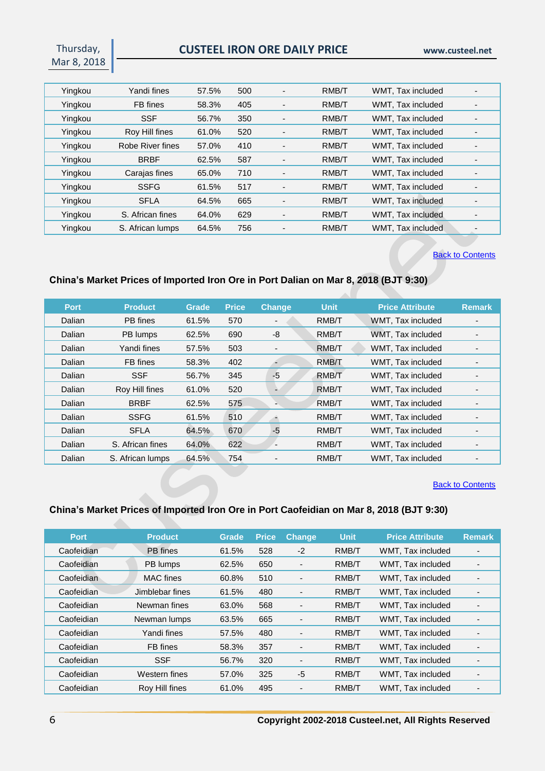| Yingkou | Yandi fines | 57.5% | 500 | - | RMB/T | WMT, Tax included | - |
|---|---|---|---|---|---|---|---|
| Yingkou | FB fines | 58.3% | 405 | - | RMB/T | WMT, Tax included | - |
| Yingkou | SSF | 56.7% | 350 | - | RMB/T | WMT, Tax included | - |
| Yingkou | Roy Hill fines | 61.0% | 520 | - | RMB/T | WMT, Tax included | - |
| Yingkou | Robe River fines | 57.0% | 410 | - | RMB/T | WMT, Tax included | - |
| Yingkou | BRBF | 62.5% | 587 | - | RMB/T | WMT, Tax included | - |
| Yingkou | Carajas fines | 65.0% | 710 | - | RMB/T | WMT, Tax included | - |
| Yingkou | SSFG | 61.5% | 517 | - | RMB/T | WMT, Tax included | - |
| Yingkou | SFLA | 64.5% | 665 | - | RMB/T | WMT, Tax included | - |
| Yingkou | S. African fines | 64.0% | 629 | - | RMB/T | WMT, Tax included | - |
| Yingkou | S. African lumps | 64.5% | 756 | - | RMB/T | WMT, Tax included | - |

Back to Contents

### China's Market Prices of Imported Iron Ore in Port Dalian on Mar 8, 2018 (BJT 9:30)

| Port | Product | Grade | Price | Change | Unit | Price Attribute | Remark |
|---|---|---|---|---|---|---|---|
| Dalian | PB fines | 61.5% | 570 | - | RMB/T | WMT, Tax included | - |
| Dalian | PB lumps | 62.5% | 690 | -8 | RMB/T | WMT, Tax included | - |
| Dalian | Yandi fines | 57.5% | 503 | - | RMB/T | WMT, Tax included | - |
| Dalian | FB fines | 58.3% | 402 | - | RMB/T | WMT, Tax included | - |
| Dalian | SSF | 56.7% | 345 | -5 | RMB/T | WMT, Tax included | - |
| Dalian | Roy Hill fines | 61.0% | 520 | - | RMB/T | WMT, Tax included | - |
| Dalian | BRBF | 62.5% | 575 | - | RMB/T | WMT, Tax included | - |
| Dalian | SSFG | 61.5% | 510 | - | RMB/T | WMT, Tax included | - |
| Dalian | SFLA | 64.5% | 670 | -5 | RMB/T | WMT, Tax included | - |
| Dalian | S. African fines | 64.0% | 622 | - | RMB/T | WMT, Tax included | - |
| Dalian | S. African lumps | 64.5% | 754 | - | RMB/T | WMT, Tax included | - |

Back to Contents

### China's Market Prices of Imported Iron Ore in Port Caofeidian on Mar 8, 2018 (BJT 9:30)

| Port | Product | Grade | Price | Change | Unit | Price Attribute | Remark |
|---|---|---|---|---|---|---|---|
| Caofeidian | PB fines | 61.5% | 528 | -2 | RMB/T | WMT, Tax included | - |
| Caofeidian | PB lumps | 62.5% | 650 | - | RMB/T | WMT, Tax included | - |
| Caofeidian | MAC fines | 60.8% | 510 | - | RMB/T | WMT, Tax included | - |
| Caofeidian | Jimblebar fines | 61.5% | 480 | - | RMB/T | WMT, Tax included | - |
| Caofeidian | Newman fines | 63.0% | 568 | - | RMB/T | WMT, Tax included | - |
| Caofeidian | Newman lumps | 63.5% | 665 | - | RMB/T | WMT, Tax included | - |
| Caofeidian | Yandi fines | 57.5% | 480 | - | RMB/T | WMT, Tax included | - |
| Caofeidian | FB fines | 58.3% | 357 | - | RMB/T | WMT, Tax included | - |
| Caofeidian | SSF | 56.7% | 320 | - | RMB/T | WMT, Tax included | - |
| Caofeidian | Western fines | 57.0% | 325 | -5 | RMB/T | WMT, Tax included | - |
| Caofeidian | Roy Hill fines | 61.0% | 495 | - | RMB/T | WMT, Tax included | - |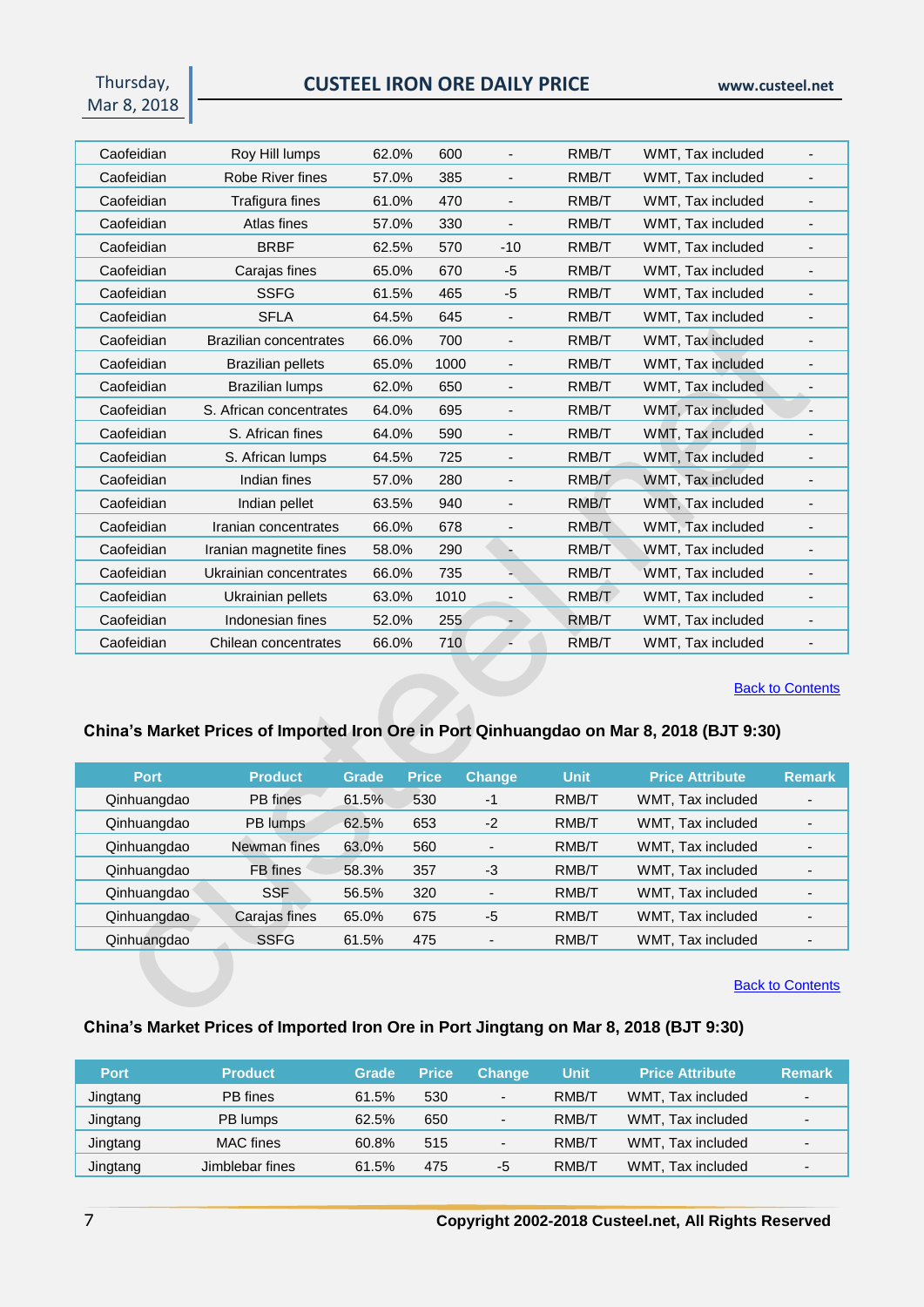| Caofeidian | Roy Hill lumps | 62.0% | 600 | - | RMB/T | WMT, Tax included | - |
|---|---|---|---|---|---|---|---|
| Caofeidian | Robe River fines | 57.0% | 385 | - | RMB/T | WMT, Tax included | - |
| Caofeidian | Trafigura fines | 61.0% | 470 | - | RMB/T | WMT, Tax included | - |
| Caofeidian | Atlas fines | 57.0% | 330 | - | RMB/T | WMT, Tax included | - |
| Caofeidian | BRBF | 62.5% | 570 | -10 | RMB/T | WMT, Tax included | - |
| Caofeidian | Carajas fines | 65.0% | 670 | -5 | RMB/T | WMT, Tax included | - |
| Caofeidian | SSFG | 61.5% | 465 | -5 | RMB/T | WMT, Tax included | - |
| Caofeidian | SFLA | 64.5% | 645 | - | RMB/T | WMT, Tax included | - |
| Caofeidian | Brazilian concentrates | 66.0% | 700 | - | RMB/T | WMT, Tax included | - |
| Caofeidian | Brazilian pellets | 65.0% | 1000 | - | RMB/T | WMT, Tax included | - |
| Caofeidian | Brazilian lumps | 62.0% | 650 | - | RMB/T | WMT, Tax included | - |
| Caofeidian | S. African concentrates | 64.0% | 695 | - | RMB/T | WMT, Tax included | - |
| Caofeidian | S. African fines | 64.0% | 590 | - | RMB/T | WMT, Tax included | - |
| Caofeidian | S. African lumps | 64.5% | 725 | - | RMB/T | WMT, Tax included | - |
| Caofeidian | Indian fines | 57.0% | 280 | - | RMB/T | WMT, Tax included | - |
| Caofeidian | Indian pellet | 63.5% | 940 | - | RMB/T | WMT, Tax included | - |
| Caofeidian | Iranian concentrates | 66.0% | 678 | - | RMB/T | WMT, Tax included | - |
| Caofeidian | Iranian magnetite fines | 58.0% | 290 | - | RMB/T | WMT, Tax included | - |
| Caofeidian | Ukrainian concentrates | 66.0% | 735 | - | RMB/T | WMT, Tax included | - |
| Caofeidian | Ukrainian pellets | 63.0% | 1010 | - | RMB/T | WMT, Tax included | - |
| Caofeidian | Indonesian fines | 52.0% | 255 | - | RMB/T | WMT, Tax included | - |
| Caofeidian | Chilean concentrates | 66.0% | 710 | - | RMB/T | WMT, Tax included | - |

Back to Contents

### China's Market Prices of Imported Iron Ore in Port Qinhuangdao on Mar 8, 2018 (BJT 9:30)

| Port | Product | Grade | Price | Change | Unit | Price Attribute | Remark |
|---|---|---|---|---|---|---|---|
| Qinhuangdao | PB fines | 61.5% | 530 | -1 | RMB/T | WMT, Tax included | - |
| Qinhuangdao | PB lumps | 62.5% | 653 | -2 | RMB/T | WMT, Tax included | - |
| Qinhuangdao | Newman fines | 63.0% | 560 | - | RMB/T | WMT, Tax included | - |
| Qinhuangdao | FB fines | 58.3% | 357 | -3 | RMB/T | WMT, Tax included | - |
| Qinhuangdao | SSF | 56.5% | 320 | - | RMB/T | WMT, Tax included | - |
| Qinhuangdao | Carajas fines | 65.0% | 675 | -5 | RMB/T | WMT, Tax included | - |
| Qinhuangdao | SSFG | 61.5% | 475 | - | RMB/T | WMT, Tax included | - |

Back to Contents

### China's Market Prices of Imported Iron Ore in Port Jingtang on Mar 8, 2018 (BJT 9:30)

| Port | Product | Grade | Price | Change | Unit | Price Attribute | Remark |
|---|---|---|---|---|---|---|---|
| Jingtang | PB fines | 61.5% | 530 | - | RMB/T | WMT, Tax included | - |
| Jingtang | PB lumps | 62.5% | 650 | - | RMB/T | WMT, Tax included | - |
| Jingtang | MAC fines | 60.8% | 515 | - | RMB/T | WMT, Tax included | - |
| Jingtang | Jimblebar fines | 61.5% | 475 | -5 | RMB/T | WMT, Tax included | - |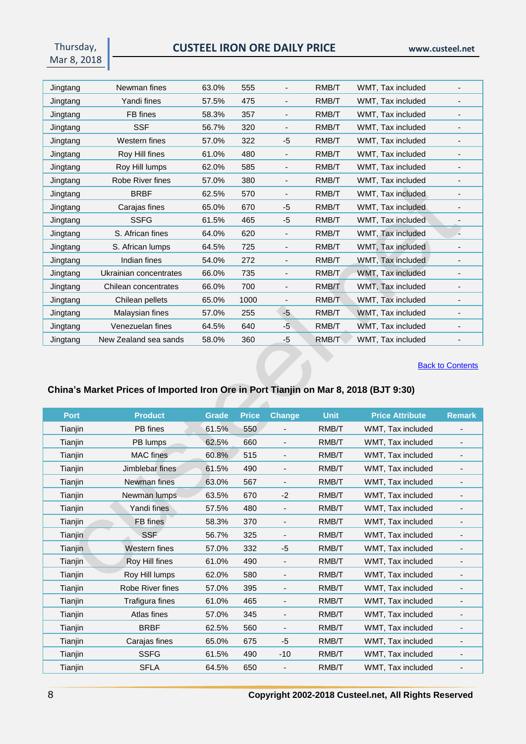| | | | | | | | |
|---|---|---|---|---|---|---|---|
| Jingtang | Newman fines | 63.0% | 555 | - | RMB/T | WMT, Tax included | - |
| Jingtang | Yandi fines | 57.5% | 475 | - | RMB/T | WMT, Tax included | - |
| Jingtang | FB fines | 58.3% | 357 | - | RMB/T | WMT, Tax included | - |
| Jingtang | SSF | 56.7% | 320 | - | RMB/T | WMT, Tax included | - |
| Jingtang | Western fines | 57.0% | 322 | -5 | RMB/T | WMT, Tax included | - |
| Jingtang | Roy Hill fines | 61.0% | 480 | - | RMB/T | WMT, Tax included | - |
| Jingtang | Roy Hill lumps | 62.0% | 585 | - | RMB/T | WMT, Tax included | - |
| Jingtang | Robe River fines | 57.0% | 380 | - | RMB/T | WMT, Tax included | - |
| Jingtang | BRBF | 62.5% | 570 | - | RMB/T | WMT, Tax included | - |
| Jingtang | Carajas fines | 65.0% | 670 | -5 | RMB/T | WMT, Tax included | - |
| Jingtang | SSFG | 61.5% | 465 | -5 | RMB/T | WMT, Tax included | - |
| Jingtang | S. African fines | 64.0% | 620 | - | RMB/T | WMT, Tax included | - |
| Jingtang | S. African lumps | 64.5% | 725 | - | RMB/T | WMT, Tax included | - |
| Jingtang | Indian fines | 54.0% | 272 | - | RMB/T | WMT, Tax included | - |
| Jingtang | Ukrainian concentrates | 66.0% | 735 | - | RMB/T | WMT, Tax included | - |
| Jingtang | Chilean concentrates | 66.0% | 700 | - | RMB/T | WMT, Tax included | - |
| Jingtang | Chilean pellets | 65.0% | 1000 | - | RMB/T | WMT, Tax included | - |
| Jingtang | Malaysian fines | 57.0% | 255 | -5 | RMB/T | WMT, Tax included | - |
| Jingtang | Venezuelan fines | 64.5% | 640 | -5 | RMB/T | WMT, Tax included | - |
| Jingtang | New Zealand sea sands | 58.0% | 360 | -5 | RMB/T | WMT, Tax included | - |

Back to Contents

### China's Market Prices of Imported Iron Ore in Port Tianjin on Mar 8, 2018 (BJT 9:30)

| Port | Product | Grade | Price | Change | Unit | Price Attribute | Remark |
|---|---|---|---|---|---|---|---|
| Tianjin | PB fines | 61.5% | 550 | - | RMB/T | WMT, Tax included | - |
| Tianjin | PB lumps | 62.5% | 660 | - | RMB/T | WMT, Tax included | - |
| Tianjin | MAC fines | 60.8% | 515 | - | RMB/T | WMT, Tax included | - |
| Tianjin | Jimblebar fines | 61.5% | 490 | - | RMB/T | WMT, Tax included | - |
| Tianjin | Newman fines | 63.0% | 567 | - | RMB/T | WMT, Tax included | - |
| Tianjin | Newman lumps | 63.5% | 670 | -2 | RMB/T | WMT, Tax included | - |
| Tianjin | Yandi fines | 57.5% | 480 | - | RMB/T | WMT, Tax included | - |
| Tianjin | FB fines | 58.3% | 370 | - | RMB/T | WMT, Tax included | - |
| Tianjin | SSF | 56.7% | 325 | - | RMB/T | WMT, Tax included | - |
| Tianjin | Western fines | 57.0% | 332 | -5 | RMB/T | WMT, Tax included | - |
| Tianjin | Roy Hill fines | 61.0% | 490 | - | RMB/T | WMT, Tax included | - |
| Tianjin | Roy Hill lumps | 62.0% | 580 | - | RMB/T | WMT, Tax included | - |
| Tianjin | Robe River fines | 57.0% | 395 | - | RMB/T | WMT, Tax included | - |
| Tianjin | Trafigura fines | 61.0% | 465 | - | RMB/T | WMT, Tax included | - |
| Tianjin | Atlas fines | 57.0% | 345 | - | RMB/T | WMT, Tax included | - |
| Tianjin | BRBF | 62.5% | 560 | - | RMB/T | WMT, Tax included | - |
| Tianjin | Carajas fines | 65.0% | 675 | -5 | RMB/T | WMT, Tax included | - |
| Tianjin | SSFG | 61.5% | 490 | -10 | RMB/T | WMT, Tax included | - |
| Tianjin | SFLA | 64.5% | 650 | - | RMB/T | WMT, Tax included | - |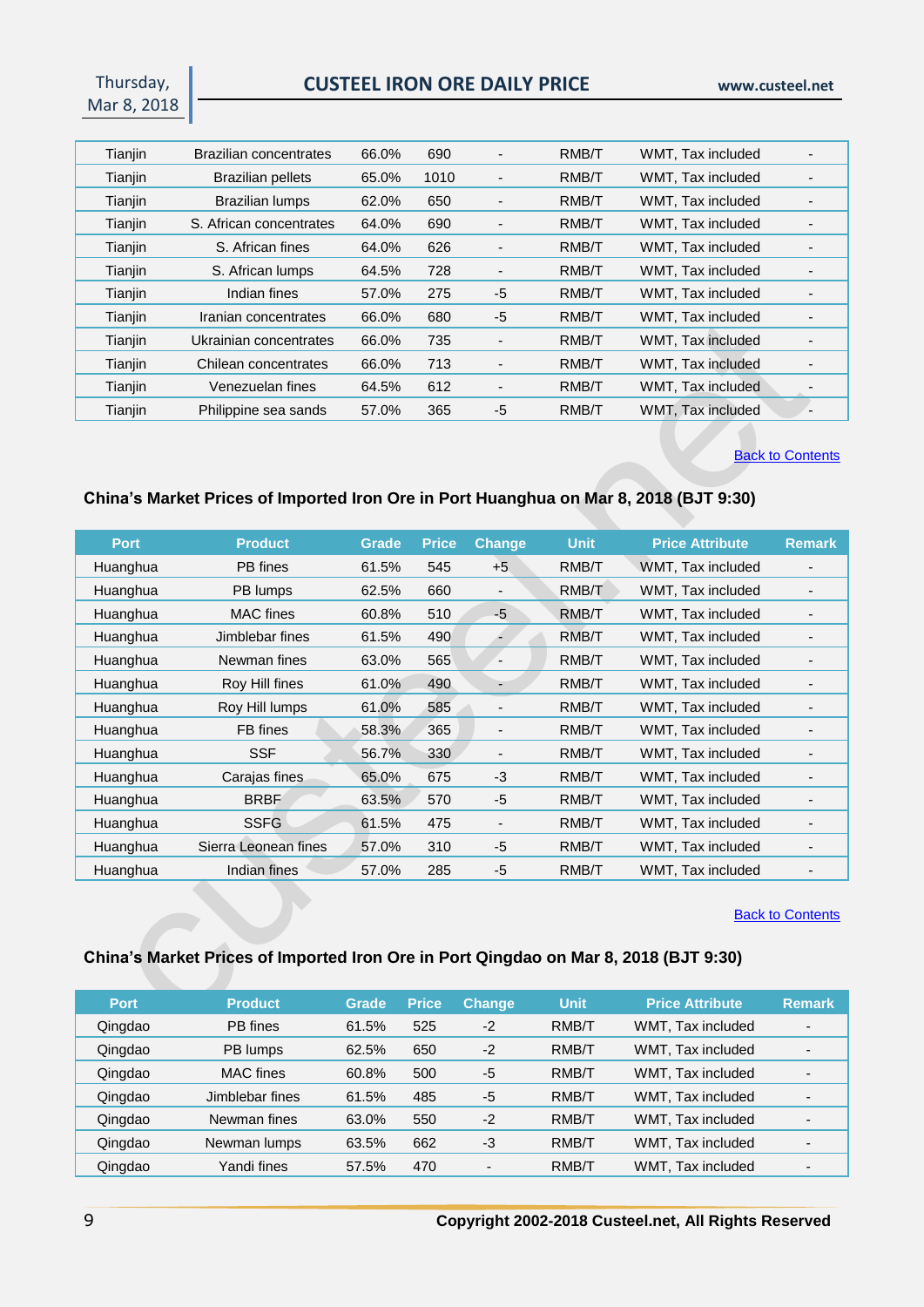| Tianjin | Brazilian concentrates | 66.0% | 690 | - | RMB/T | WMT, Tax included | - |
|---|---|---|---|---|---|---|---|
| Tianjin | Brazilian pellets | 65.0% | 1010 | - | RMB/T | WMT, Tax included | - |
| Tianjin | Brazilian lumps | 62.0% | 650 | - | RMB/T | WMT, Tax included | - |
| Tianjin | S. African concentrates | 64.0% | 690 | - | RMB/T | WMT, Tax included | - |
| Tianjin | S. African fines | 64.0% | 626 | - | RMB/T | WMT, Tax included | - |
| Tianjin | S. African lumps | 64.5% | 728 | - | RMB/T | WMT, Tax included | - |
| Tianjin | Indian fines | 57.0% | 275 | -5 | RMB/T | WMT, Tax included | - |
| Tianjin | Iranian concentrates | 66.0% | 680 | -5 | RMB/T | WMT, Tax included | - |
| Tianjin | Ukrainian concentrates | 66.0% | 735 | - | RMB/T | WMT, Tax included | - |
| Tianjin | Chilean concentrates | 66.0% | 713 | - | RMB/T | WMT, Tax included | - |
| Tianjin | Venezuelan fines | 64.5% | 612 | - | RMB/T | WMT, Tax included | - |
| Tianjin | Philippine sea sands | 57.0% | 365 | -5 | RMB/T | WMT, Tax included | - |

Back to Contents

## China's Market Prices of Imported Iron Ore in Port Huanghua on Mar 8, 2018 (BJT 9:30)

| Port | Product | Grade | Price | Change | Unit | Price Attribute | Remark |
|---|---|---|---|---|---|---|---|
| Huanghua | PB fines | 61.5% | 545 | +5 | RMB/T | WMT, Tax included | - |
| Huanghua | PB lumps | 62.5% | 660 | - | RMB/T | WMT, Tax included | - |
| Huanghua | MAC fines | 60.8% | 510 | -5 | RMB/T | WMT, Tax included | - |
| Huanghua | Jimblebar fines | 61.5% | 490 | - | RMB/T | WMT, Tax included | - |
| Huanghua | Newman fines | 63.0% | 565 | - | RMB/T | WMT, Tax included | - |
| Huanghua | Roy Hill fines | 61.0% | 490 | - | RMB/T | WMT, Tax included | - |
| Huanghua | Roy Hill lumps | 61.0% | 585 | - | RMB/T | WMT, Tax included | - |
| Huanghua | FB fines | 58.3% | 365 | - | RMB/T | WMT, Tax included | - |
| Huanghua | SSF | 56.7% | 330 | - | RMB/T | WMT, Tax included | - |
| Huanghua | Carajas fines | 65.0% | 675 | -3 | RMB/T | WMT, Tax included | - |
| Huanghua | BRBF | 63.5% | 570 | -5 | RMB/T | WMT, Tax included | - |
| Huanghua | SSFG | 61.5% | 475 | - | RMB/T | WMT, Tax included | - |
| Huanghua | Sierra Leonean fines | 57.0% | 310 | -5 | RMB/T | WMT, Tax included | - |
| Huanghua | Indian fines | 57.0% | 285 | -5 | RMB/T | WMT, Tax included | - |

Back to Contents

## China's Market Prices of Imported Iron Ore in Port Qingdao on Mar 8, 2018 (BJT 9:30)

| Port | Product | Grade | Price | Change | Unit | Price Attribute | Remark |
|---|---|---|---|---|---|---|---|
| Qingdao | PB fines | 61.5% | 525 | -2 | RMB/T | WMT, Tax included | - |
| Qingdao | PB lumps | 62.5% | 650 | -2 | RMB/T | WMT, Tax included | - |
| Qingdao | MAC fines | 60.8% | 500 | -5 | RMB/T | WMT, Tax included | - |
| Qingdao | Jimblebar fines | 61.5% | 485 | -5 | RMB/T | WMT, Tax included | - |
| Qingdao | Newman fines | 63.0% | 550 | -2 | RMB/T | WMT, Tax included | - |
| Qingdao | Newman lumps | 63.5% | 662 | -3 | RMB/T | WMT, Tax included | - |
| Qingdao | Yandi fines | 57.5% | 470 | - | RMB/T | WMT, Tax included | - |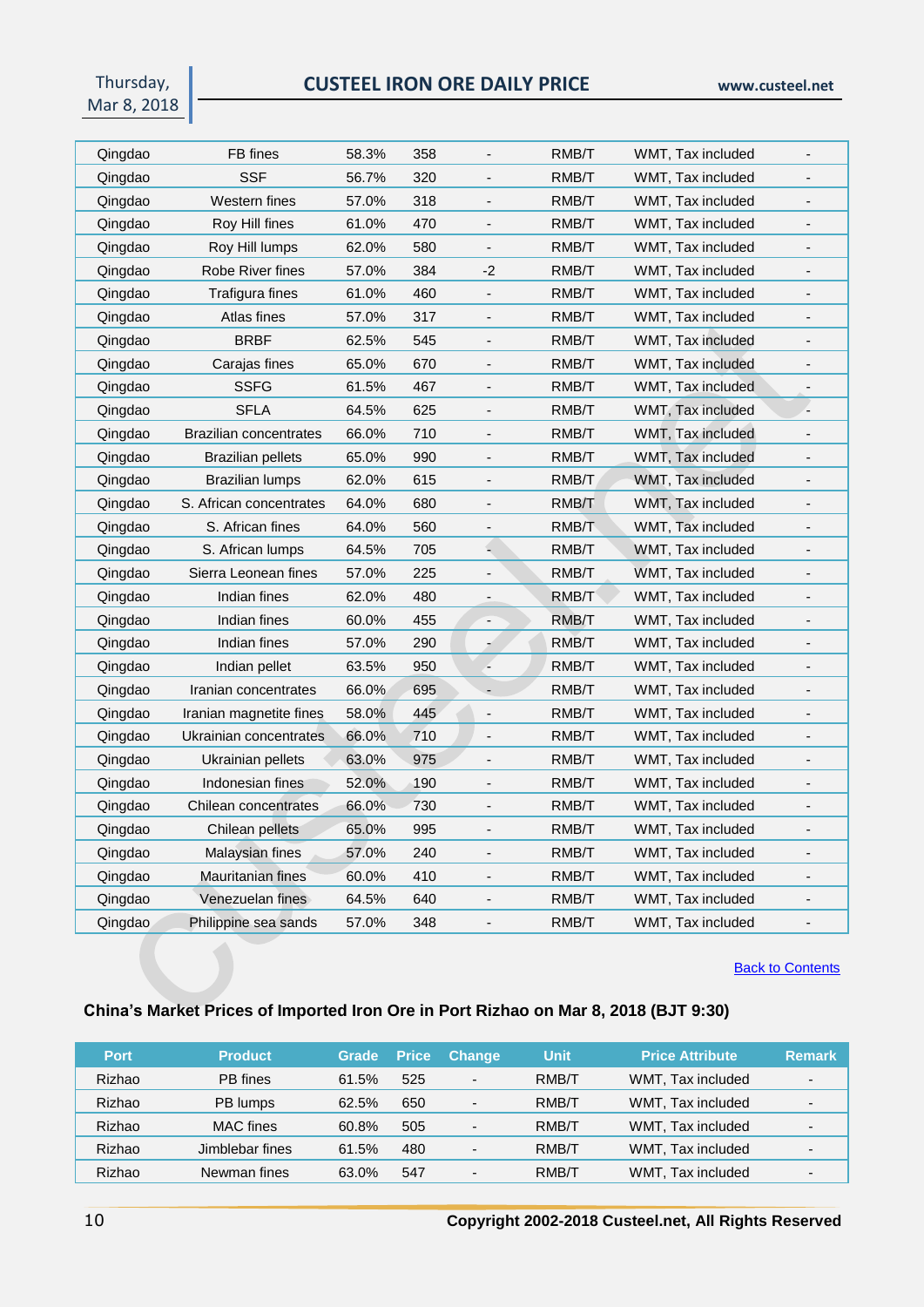| Qingdao | FB fines | 58.3% | 358 | - | RMB/T | WMT, Tax included | - |
|---|---|---|---|---|---|---|---|
| Qingdao | SSF | 56.7% | 320 | - | RMB/T | WMT, Tax included | - |
| Qingdao | Western fines | 57.0% | 318 | - | RMB/T | WMT, Tax included | - |
| Qingdao | Roy Hill fines | 61.0% | 470 | - | RMB/T | WMT, Tax included | - |
| Qingdao | Roy Hill lumps | 62.0% | 580 | - | RMB/T | WMT, Tax included | - |
| Qingdao | Robe River fines | 57.0% | 384 | -2 | RMB/T | WMT, Tax included | - |
| Qingdao | Trafigura fines | 61.0% | 460 | - | RMB/T | WMT, Tax included | - |
| Qingdao | Atlas fines | 57.0% | 317 | - | RMB/T | WMT, Tax included | - |
| Qingdao | BRBF | 62.5% | 545 | - | RMB/T | WMT, Tax included | - |
| Qingdao | Carajas fines | 65.0% | 670 | - | RMB/T | WMT, Tax included | - |
| Qingdao | SSFG | 61.5% | 467 | - | RMB/T | WMT, Tax included | - |
| Qingdao | SFLA | 64.5% | 625 | - | RMB/T | WMT, Tax included | - |
| Qingdao | Brazilian concentrates | 66.0% | 710 | - | RMB/T | WMT, Tax included | - |
| Qingdao | Brazilian pellets | 65.0% | 990 | - | RMB/T | WMT, Tax included | - |
| Qingdao | Brazilian lumps | 62.0% | 615 | - | RMB/T | WMT, Tax included | - |
| Qingdao | S. African concentrates | 64.0% | 680 | - | RMB/T | WMT, Tax included | - |
| Qingdao | S. African fines | 64.0% | 560 | - | RMB/T | WMT, Tax included | - |
| Qingdao | S. African lumps | 64.5% | 705 | - | RMB/T | WMT, Tax included | - |
| Qingdao | Sierra Leonean fines | 57.0% | 225 | - | RMB/T | WMT, Tax included | - |
| Qingdao | Indian fines | 62.0% | 480 | - | RMB/T | WMT, Tax included | - |
| Qingdao | Indian fines | 60.0% | 455 | - | RMB/T | WMT, Tax included | - |
| Qingdao | Indian fines | 57.0% | 290 | - | RMB/T | WMT, Tax included | - |
| Qingdao | Indian pellet | 63.5% | 950 | - | RMB/T | WMT, Tax included | - |
| Qingdao | Iranian concentrates | 66.0% | 695 | - | RMB/T | WMT, Tax included | - |
| Qingdao | Iranian magnetite fines | 58.0% | 445 | - | RMB/T | WMT, Tax included | - |
| Qingdao | Ukrainian concentrates | 66.0% | 710 | - | RMB/T | WMT, Tax included | - |
| Qingdao | Ukrainian pellets | 63.0% | 975 | - | RMB/T | WMT, Tax included | - |
| Qingdao | Indonesian fines | 52.0% | 190 | - | RMB/T | WMT, Tax included | - |
| Qingdao | Chilean concentrates | 66.0% | 730 | - | RMB/T | WMT, Tax included | - |
| Qingdao | Chilean pellets | 65.0% | 995 | - | RMB/T | WMT, Tax included | - |
| Qingdao | Malaysian fines | 57.0% | 240 | - | RMB/T | WMT, Tax included | - |
| Qingdao | Mauritanian fines | 60.0% | 410 | - | RMB/T | WMT, Tax included | - |
| Qingdao | Venezuelan fines | 64.5% | 640 | - | RMB/T | WMT, Tax included | - |
| Qingdao | Philippine sea sands | 57.0% | 348 | - | RMB/T | WMT, Tax included | - |

Back to Contents

### China's Market Prices of Imported Iron Ore in Port Rizhao on Mar 8, 2018 (BJT 9:30)

| Port | Product | Grade | Price | Change | Unit | Price Attribute | Remark |
|---|---|---|---|---|---|---|---|
| Rizhao | PB fines | 61.5% | 525 | - | RMB/T | WMT, Tax included | - |
| Rizhao | PB lumps | 62.5% | 650 | - | RMB/T | WMT, Tax included | - |
| Rizhao | MAC fines | 60.8% | 505 | - | RMB/T | WMT, Tax included | - |
| Rizhao | Jimblebar fines | 61.5% | 480 | - | RMB/T | WMT, Tax included | - |
| Rizhao | Newman fines | 63.0% | 547 | - | RMB/T | WMT, Tax included | - |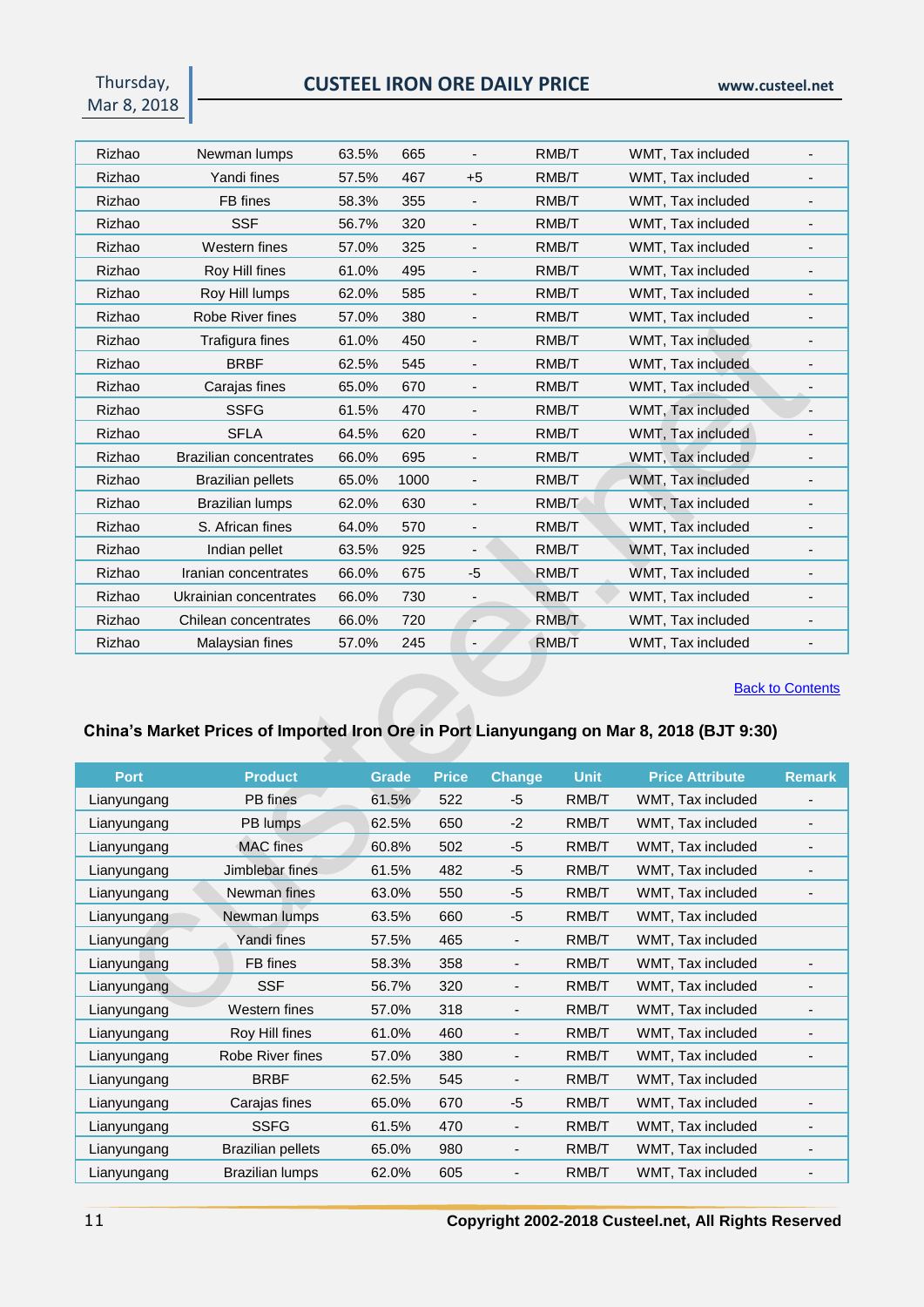| | | | | | | | |
|---|---|---|---|---|---|---|---|
| Rizhao | Newman lumps | 63.5% | 665 | - | RMB/T | WMT, Tax included | - |
| Rizhao | Yandi fines | 57.5% | 467 | +5 | RMB/T | WMT, Tax included | - |
| Rizhao | FB fines | 58.3% | 355 | - | RMB/T | WMT, Tax included | - |
| Rizhao | SSF | 56.7% | 320 | - | RMB/T | WMT, Tax included | - |
| Rizhao | Western fines | 57.0% | 325 | - | RMB/T | WMT, Tax included | - |
| Rizhao | Roy Hill fines | 61.0% | 495 | - | RMB/T | WMT, Tax included | - |
| Rizhao | Roy Hill lumps | 62.0% | 585 | - | RMB/T | WMT, Tax included | - |
| Rizhao | Robe River fines | 57.0% | 380 | - | RMB/T | WMT, Tax included | - |
| Rizhao | Trafigura fines | 61.0% | 450 | - | RMB/T | WMT, Tax included | - |
| Rizhao | BRBF | 62.5% | 545 | - | RMB/T | WMT, Tax included | - |
| Rizhao | Carajas fines | 65.0% | 670 | - | RMB/T | WMT, Tax included | - |
| Rizhao | SSFG | 61.5% | 470 | - | RMB/T | WMT, Tax included | - |
| Rizhao | SFLA | 64.5% | 620 | - | RMB/T | WMT, Tax included | - |
| Rizhao | Brazilian concentrates | 66.0% | 695 | - | RMB/T | WMT, Tax included | - |
| Rizhao | Brazilian pellets | 65.0% | 1000 | - | RMB/T | WMT, Tax included | - |
| Rizhao | Brazilian lumps | 62.0% | 630 | - | RMB/T | WMT, Tax included | - |
| Rizhao | S. African fines | 64.0% | 570 | - | RMB/T | WMT, Tax included | - |
| Rizhao | Indian pellet | 63.5% | 925 | - | RMB/T | WMT, Tax included | - |
| Rizhao | Iranian concentrates | 66.0% | 675 | -5 | RMB/T | WMT, Tax included | - |
| Rizhao | Ukrainian concentrates | 66.0% | 730 | - | RMB/T | WMT, Tax included | - |
| Rizhao | Chilean concentrates | 66.0% | 720 | - | RMB/T | WMT, Tax included | - |
| Rizhao | Malaysian fines | 57.0% | 245 | - | RMB/T | WMT, Tax included | - |

Back to Contents

**China's Market Prices of Imported Iron Ore in Port Lianyungang on Mar 8, 2018 (BJT 9:30)**

| Port | Product | Grade | Price | Change | Unit | Price Attribute | Remark |
|---|---|---|---|---|---|---|---|
| Lianyungang | PB fines | 61.5% | 522 | -5 | RMB/T | WMT, Tax included | - |
| Lianyungang | PB lumps | 62.5% | 650 | -2 | RMB/T | WMT, Tax included | - |
| Lianyungang | MAC fines | 60.8% | 502 | -5 | RMB/T | WMT, Tax included | - |
| Lianyungang | Jimblebar fines | 61.5% | 482 | -5 | RMB/T | WMT, Tax included | - |
| Lianyungang | Newman fines | 63.0% | 550 | -5 | RMB/T | WMT, Tax included | - |
| Lianyungang | Newman lumps | 63.5% | 660 | -5 | RMB/T | WMT, Tax included | |
| Lianyungang | Yandi fines | 57.5% | 465 | - | RMB/T | WMT, Tax included | |
| Lianyungang | FB fines | 58.3% | 358 | - | RMB/T | WMT, Tax included | - |
| Lianyungang | SSF | 56.7% | 320 | - | RMB/T | WMT, Tax included | - |
| Lianyungang | Western fines | 57.0% | 318 | - | RMB/T | WMT, Tax included | - |
| Lianyungang | Roy Hill fines | 61.0% | 460 | - | RMB/T | WMT, Tax included | - |
| Lianyungang | Robe River fines | 57.0% | 380 | - | RMB/T | WMT, Tax included | - |
| Lianyungang | BRBF | 62.5% | 545 | - | RMB/T | WMT, Tax included | |
| Lianyungang | Carajas fines | 65.0% | 670 | -5 | RMB/T | WMT, Tax included | - |
| Lianyungang | SSFG | 61.5% | 470 | - | RMB/T | WMT, Tax included | - |
| Lianyungang | Brazilian pellets | 65.0% | 980 | - | RMB/T | WMT, Tax included | - |
| Lianyungang | Brazilian lumps | 62.0% | 605 | - | RMB/T | WMT, Tax included | - |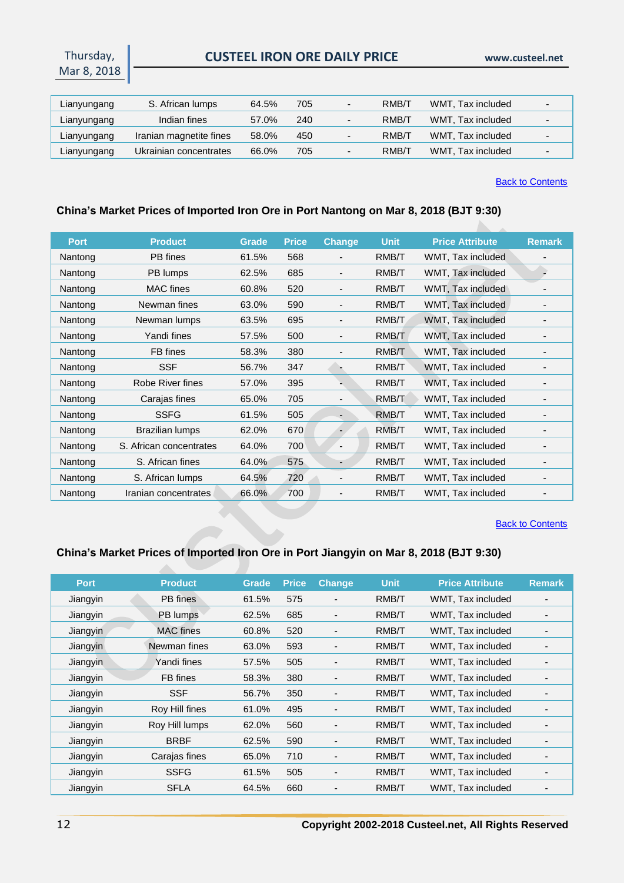| Lianyungang | S. African lumps | 64.5% | 705 | - | RMB/T | WMT, Tax included | - |
|---|---|---|---|---|---|---|---|
| Lianyungang | Indian fines | 57.0% | 240 | - | RMB/T | WMT, Tax included | - |
| Lianyungang | Iranian magnetite fines | 58.0% | 450 | - | RMB/T | WMT, Tax included | - |
| Lianyungang | Ukrainian concentrates | 66.0% | 705 | - | RMB/T | WMT, Tax included | - |

Back to Contents

### China's Market Prices of Imported Iron Ore in Port Nantong on Mar 8, 2018 (BJT 9:30)

| Port | Product | Grade | Price | Change | Unit | Price Attribute | Remark |
|---|---|---|---|---|---|---|---|
| Nantong | PB fines | 61.5% | 568 | - | RMB/T | WMT, Tax included | - |
| Nantong | PB lumps | 62.5% | 685 | - | RMB/T | WMT, Tax included | - |
| Nantong | MAC fines | 60.8% | 520 | - | RMB/T | WMT, Tax included | - |
| Nantong | Newman fines | 63.0% | 590 | - | RMB/T | WMT, Tax included | - |
| Nantong | Newman lumps | 63.5% | 695 | - | RMB/T | WMT, Tax included | - |
| Nantong | Yandi fines | 57.5% | 500 | - | RMB/T | WMT, Tax included | - |
| Nantong | FB fines | 58.3% | 380 | - | RMB/T | WMT, Tax included | - |
| Nantong | SSF | 56.7% | 347 | - | RMB/T | WMT, Tax included | - |
| Nantong | Robe River fines | 57.0% | 395 | - | RMB/T | WMT, Tax included | - |
| Nantong | Carajas fines | 65.0% | 705 | - | RMB/T | WMT, Tax included | - |
| Nantong | SSFG | 61.5% | 505 | - | RMB/T | WMT, Tax included | - |
| Nantong | Brazilian lumps | 62.0% | 670 | - | RMB/T | WMT, Tax included | - |
| Nantong | S. African concentrates | 64.0% | 700 | - | RMB/T | WMT, Tax included | - |
| Nantong | S. African fines | 64.0% | 575 | - | RMB/T | WMT, Tax included | - |
| Nantong | S. African lumps | 64.5% | 720 | - | RMB/T | WMT, Tax included | - |
| Nantong | Iranian concentrates | 66.0% | 700 | - | RMB/T | WMT, Tax included | - |

Back to Contents

### China's Market Prices of Imported Iron Ore in Port Jiangyin on Mar 8, 2018 (BJT 9:30)

| Port | Product | Grade | Price | Change | Unit | Price Attribute | Remark |
|---|---|---|---|---|---|---|---|
| Jiangyin | PB fines | 61.5% | 575 | - | RMB/T | WMT, Tax included | - |
| Jiangyin | PB lumps | 62.5% | 685 | - | RMB/T | WMT, Tax included | - |
| Jiangyin | MAC fines | 60.8% | 520 | - | RMB/T | WMT, Tax included | - |
| Jiangyin | Newman fines | 63.0% | 593 | - | RMB/T | WMT, Tax included | - |
| Jiangyin | Yandi fines | 57.5% | 505 | - | RMB/T | WMT, Tax included | - |
| Jiangyin | FB fines | 58.3% | 380 | - | RMB/T | WMT, Tax included | - |
| Jiangyin | SSF | 56.7% | 350 | - | RMB/T | WMT, Tax included | - |
| Jiangyin | Roy Hill fines | 61.0% | 495 | - | RMB/T | WMT, Tax included | - |
| Jiangyin | Roy Hill lumps | 62.0% | 560 | - | RMB/T | WMT, Tax included | - |
| Jiangyin | BRBF | 62.5% | 590 | - | RMB/T | WMT, Tax included | - |
| Jiangyin | Carajas fines | 65.0% | 710 | - | RMB/T | WMT, Tax included | - |
| Jiangyin | SSFG | 61.5% | 505 | - | RMB/T | WMT, Tax included | - |
| Jiangyin | SFLA | 64.5% | 660 | - | RMB/T | WMT, Tax included | - |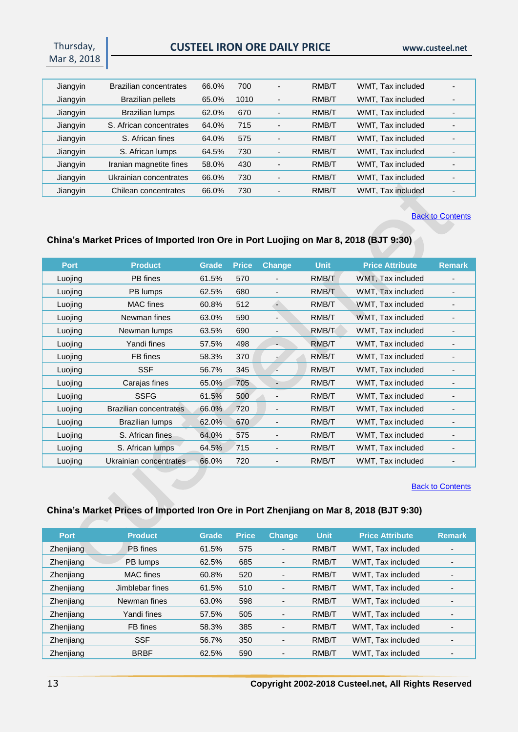| Jiangyin | Brazilian concentrates | 66.0% | 700 | - | RMB/T | WMT, Tax included | - |
|---|---|---|---|---|---|---|---|
| Jiangyin | Brazilian pellets | 65.0% | 1010 | - | RMB/T | WMT, Tax included | - |
| Jiangyin | Brazilian lumps | 62.0% | 670 | - | RMB/T | WMT, Tax included | - |
| Jiangyin | S. African concentrates | 64.0% | 715 | - | RMB/T | WMT, Tax included | - |
| Jiangyin | S. African fines | 64.0% | 575 | - | RMB/T | WMT, Tax included | - |
| Jiangyin | S. African lumps | 64.5% | 730 | - | RMB/T | WMT, Tax included | - |
| Jiangyin | Iranian magnetite fines | 58.0% | 430 | - | RMB/T | WMT, Tax included | - |
| Jiangyin | Ukrainian concentrates | 66.0% | 730 | - | RMB/T | WMT, Tax included | - |
| Jiangyin | Chilean concentrates | 66.0% | 730 | - | RMB/T | WMT, Tax included | - |

Back to Contents

## China's Market Prices of Imported Iron Ore in Port Luojing on Mar 8, 2018 (BJT 9:30)

| Port | Product | Grade | Price | Change | Unit | Price Attribute | Remark |
|---|---|---|---|---|---|---|---|
| Luojing | PB fines | 61.5% | 570 | - | RMB/T | WMT, Tax included | - |
| Luojing | PB lumps | 62.5% | 680 | - | RMB/T | WMT, Tax included | - |
| Luojing | MAC fines | 60.8% | 512 | - | RMB/T | WMT, Tax included | - |
| Luojing | Newman fines | 63.0% | 590 | - | RMB/T | WMT, Tax included | - |
| Luojing | Newman lumps | 63.5% | 690 | - | RMB/T | WMT, Tax included | - |
| Luojing | Yandi fines | 57.5% | 498 | - | RMB/T | WMT, Tax included | - |
| Luojing | FB fines | 58.3% | 370 | - | RMB/T | WMT, Tax included | - |
| Luojing | SSF | 56.7% | 345 | - | RMB/T | WMT, Tax included | - |
| Luojing | Carajas fines | 65.0% | 705 | - | RMB/T | WMT, Tax included | - |
| Luojing | SSFG | 61.5% | 500 | - | RMB/T | WMT, Tax included | - |
| Luojing | Brazilian concentrates | 66.0% | 720 | - | RMB/T | WMT, Tax included | - |
| Luojing | Brazilian lumps | 62.0% | 670 | - | RMB/T | WMT, Tax included | - |
| Luojing | S. African fines | 64.0% | 575 | - | RMB/T | WMT, Tax included | - |
| Luojing | S. African lumps | 64.5% | 715 | - | RMB/T | WMT, Tax included | - |
| Luojing | Ukrainian concentrates | 66.0% | 720 | - | RMB/T | WMT, Tax included | - |

Back to Contents

## China's Market Prices of Imported Iron Ore in Port Zhenjiang on Mar 8, 2018 (BJT 9:30)

| Port | Product | Grade | Price | Change | Unit | Price Attribute | Remark |
|---|---|---|---|---|---|---|---|
| Zhenjiang | PB fines | 61.5% | 575 | - | RMB/T | WMT, Tax included | - |
| Zhenjiang | PB lumps | 62.5% | 685 | - | RMB/T | WMT, Tax included | - |
| Zhenjiang | MAC fines | 60.8% | 520 | - | RMB/T | WMT, Tax included | - |
| Zhenjiang | Jimblebar fines | 61.5% | 510 | - | RMB/T | WMT, Tax included | - |
| Zhenjiang | Newman fines | 63.0% | 598 | - | RMB/T | WMT, Tax included | - |
| Zhenjiang | Yandi fines | 57.5% | 505 | - | RMB/T | WMT, Tax included | - |
| Zhenjiang | FB fines | 58.3% | 385 | - | RMB/T | WMT, Tax included | - |
| Zhenjiang | SSF | 56.7% | 350 | - | RMB/T | WMT, Tax included | - |
| Zhenjiang | BRBF | 62.5% | 590 | - | RMB/T | WMT, Tax included | - |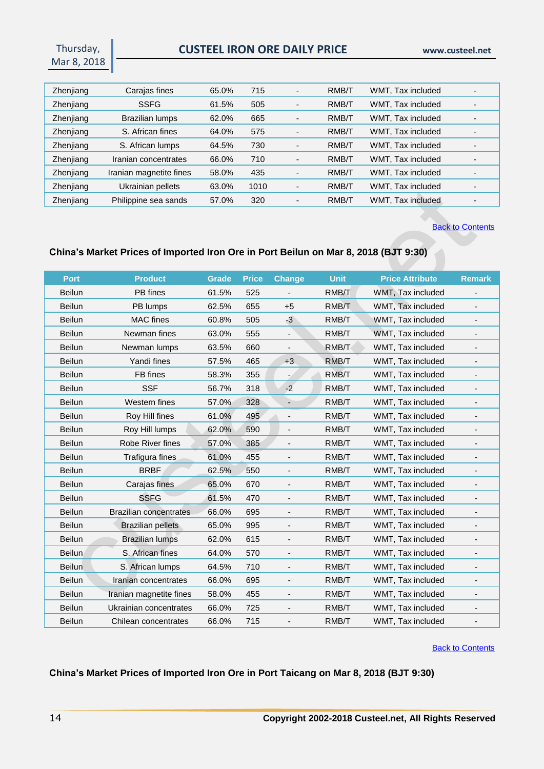| Zhenjiang | Carajas fines | 65.0% | 715 | - | RMB/T | WMT, Tax included | - |
|---|---|---|---|---|---|---|---|
| Zhenjiang | SSFG | 61.5% | 505 | - | RMB/T | WMT, Tax included | - |
| Zhenjiang | Brazilian lumps | 62.0% | 665 | - | RMB/T | WMT, Tax included | - |
| Zhenjiang | S. African fines | 64.0% | 575 | - | RMB/T | WMT, Tax included | - |
| Zhenjiang | S. African lumps | 64.5% | 730 | - | RMB/T | WMT, Tax included | - |
| Zhenjiang | Iranian concentrates | 66.0% | 710 | - | RMB/T | WMT, Tax included | - |
| Zhenjiang | Iranian magnetite fines | 58.0% | 435 | - | RMB/T | WMT, Tax included | - |
| Zhenjiang | Ukrainian pellets | 63.0% | 1010 | - | RMB/T | WMT, Tax included | - |
| Zhenjiang | Philippine sea sands | 57.0% | 320 | - | RMB/T | WMT, Tax included | - |

Back to Contents

### China's Market Prices of Imported Iron Ore in Port Beilun on Mar 8, 2018 (BJT 9:30)

| Port | Product | Grade | Price | Change | Unit | Price Attribute | Remark |
|---|---|---|---|---|---|---|---|
| Beilun | PB fines | 61.5% | 525 | - | RMB/T | WMT, Tax included | - |
| Beilun | PB lumps | 62.5% | 655 | +5 | RMB/T | WMT, Tax included | - |
| Beilun | MAC fines | 60.8% | 505 | -3 | RMB/T | WMT, Tax included | - |
| Beilun | Newman fines | 63.0% | 555 | - | RMB/T | WMT, Tax included | - |
| Beilun | Newman lumps | 63.5% | 660 | - | RMB/T | WMT, Tax included | - |
| Beilun | Yandi fines | 57.5% | 465 | +3 | RMB/T | WMT, Tax included | - |
| Beilun | FB fines | 58.3% | 355 | - | RMB/T | WMT, Tax included | - |
| Beilun | SSF | 56.7% | 318 | -2 | RMB/T | WMT, Tax included | - |
| Beilun | Western fines | 57.0% | 328 | - | RMB/T | WMT, Tax included | - |
| Beilun | Roy Hill fines | 61.0% | 495 | - | RMB/T | WMT, Tax included | - |
| Beilun | Roy Hill lumps | 62.0% | 590 | - | RMB/T | WMT, Tax included | - |
| Beilun | Robe River fines | 57.0% | 385 | - | RMB/T | WMT, Tax included | - |
| Beilun | Trafigura fines | 61.0% | 455 | - | RMB/T | WMT, Tax included | - |
| Beilun | BRBF | 62.5% | 550 | - | RMB/T | WMT, Tax included | - |
| Beilun | Carajas fines | 65.0% | 670 | - | RMB/T | WMT, Tax included | - |
| Beilun | SSFG | 61.5% | 470 | - | RMB/T | WMT, Tax included | - |
| Beilun | Brazilian concentrates | 66.0% | 695 | - | RMB/T | WMT, Tax included | - |
| Beilun | Brazilian pellets | 65.0% | 995 | - | RMB/T | WMT, Tax included | - |
| Beilun | Brazilian lumps | 62.0% | 615 | - | RMB/T | WMT, Tax included | - |
| Beilun | S. African fines | 64.0% | 570 | - | RMB/T | WMT, Tax included | - |
| Beilun | S. African lumps | 64.5% | 710 | - | RMB/T | WMT, Tax included | - |
| Beilun | Iranian concentrates | 66.0% | 695 | - | RMB/T | WMT, Tax included | - |
| Beilun | Iranian magnetite fines | 58.0% | 455 | - | RMB/T | WMT, Tax included | - |
| Beilun | Ukrainian concentrates | 66.0% | 725 | - | RMB/T | WMT, Tax included | - |
| Beilun | Chilean concentrates | 66.0% | 715 | - | RMB/T | WMT, Tax included | - |

Back to Contents

### China's Market Prices of Imported Iron Ore in Port Taicang on Mar 8, 2018 (BJT 9:30)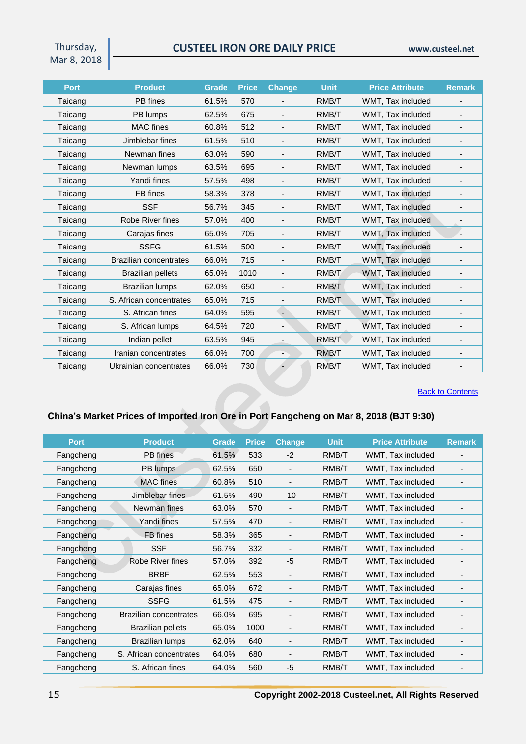| Port | Product | Grade | Price | Change | Unit | Price Attribute | Remark |
|---|---|---|---|---|---|---|---|
| Taicang | PB fines | 61.5% | 570 | - | RMB/T | WMT, Tax included | - |
| Taicang | PB lumps | 62.5% | 675 | - | RMB/T | WMT, Tax included | - |
| Taicang | MAC fines | 60.8% | 512 | - | RMB/T | WMT, Tax included | - |
| Taicang | Jimblebar fines | 61.5% | 510 | - | RMB/T | WMT, Tax included | - |
| Taicang | Newman fines | 63.0% | 590 | - | RMB/T | WMT, Tax included | - |
| Taicang | Newman lumps | 63.5% | 695 | - | RMB/T | WMT, Tax included | - |
| Taicang | Yandi fines | 57.5% | 498 | - | RMB/T | WMT, Tax included | - |
| Taicang | FB fines | 58.3% | 378 | - | RMB/T | WMT, Tax included | - |
| Taicang | SSF | 56.7% | 345 | - | RMB/T | WMT, Tax included | - |
| Taicang | Robe River fines | 57.0% | 400 | - | RMB/T | WMT, Tax included | - |
| Taicang | Carajas fines | 65.0% | 705 | - | RMB/T | WMT, Tax included | - |
| Taicang | SSFG | 61.5% | 500 | - | RMB/T | WMT, Tax included | - |
| Taicang | Brazilian concentrates | 66.0% | 715 | - | RMB/T | WMT, Tax included | - |
| Taicang | Brazilian pellets | 65.0% | 1010 | - | RMB/T | WMT, Tax included | - |
| Taicang | Brazilian lumps | 62.0% | 650 | - | RMB/T | WMT, Tax included | - |
| Taicang | S. African concentrates | 65.0% | 715 | - | RMB/T | WMT, Tax included | - |
| Taicang | S. African fines | 64.0% | 595 | - | RMB/T | WMT, Tax included | - |
| Taicang | S. African lumps | 64.5% | 720 | - | RMB/T | WMT, Tax included | - |
| Taicang | Indian pellet | 63.5% | 945 | - | RMB/T | WMT, Tax included | - |
| Taicang | Iranian concentrates | 66.0% | 700 | - | RMB/T | WMT, Tax included | - |
| Taicang | Ukrainian concentrates | 66.0% | 730 | - | RMB/T | WMT, Tax included | - |

Back to Contents

### China's Market Prices of Imported Iron Ore in Port Fangcheng on Mar 8, 2018 (BJT 9:30)

| Port | Product | Grade | Price | Change | Unit | Price Attribute | Remark |
|---|---|---|---|---|---|---|---|
| Fangcheng | PB fines | 61.5% | 533 | -2 | RMB/T | WMT, Tax included | - |
| Fangcheng | PB lumps | 62.5% | 650 | - | RMB/T | WMT, Tax included | - |
| Fangcheng | MAC fines | 60.8% | 510 | - | RMB/T | WMT, Tax included | - |
| Fangcheng | Jimblebar fines | 61.5% | 490 | -10 | RMB/T | WMT, Tax included | - |
| Fangcheng | Newman fines | 63.0% | 570 | - | RMB/T | WMT, Tax included | - |
| Fangcheng | Yandi fines | 57.5% | 470 | - | RMB/T | WMT, Tax included | - |
| Fangcheng | FB fines | 58.3% | 365 | - | RMB/T | WMT, Tax included | - |
| Fangcheng | SSF | 56.7% | 332 | - | RMB/T | WMT, Tax included | - |
| Fangcheng | Robe River fines | 57.0% | 392 | -5 | RMB/T | WMT, Tax included | - |
| Fangcheng | BRBF | 62.5% | 553 | - | RMB/T | WMT, Tax included | - |
| Fangcheng | Carajas fines | 65.0% | 672 | - | RMB/T | WMT, Tax included | - |
| Fangcheng | SSFG | 61.5% | 475 | - | RMB/T | WMT, Tax included | - |
| Fangcheng | Brazilian concentrates | 66.0% | 695 | - | RMB/T | WMT, Tax included | - |
| Fangcheng | Brazilian pellets | 65.0% | 1000 | - | RMB/T | WMT, Tax included | - |
| Fangcheng | Brazilian lumps | 62.0% | 640 | - | RMB/T | WMT, Tax included | - |
| Fangcheng | S. African concentrates | 64.0% | 680 | - | RMB/T | WMT, Tax included | - |
| Fangcheng | S. African fines | 64.0% | 560 | -5 | RMB/T | WMT, Tax included | - |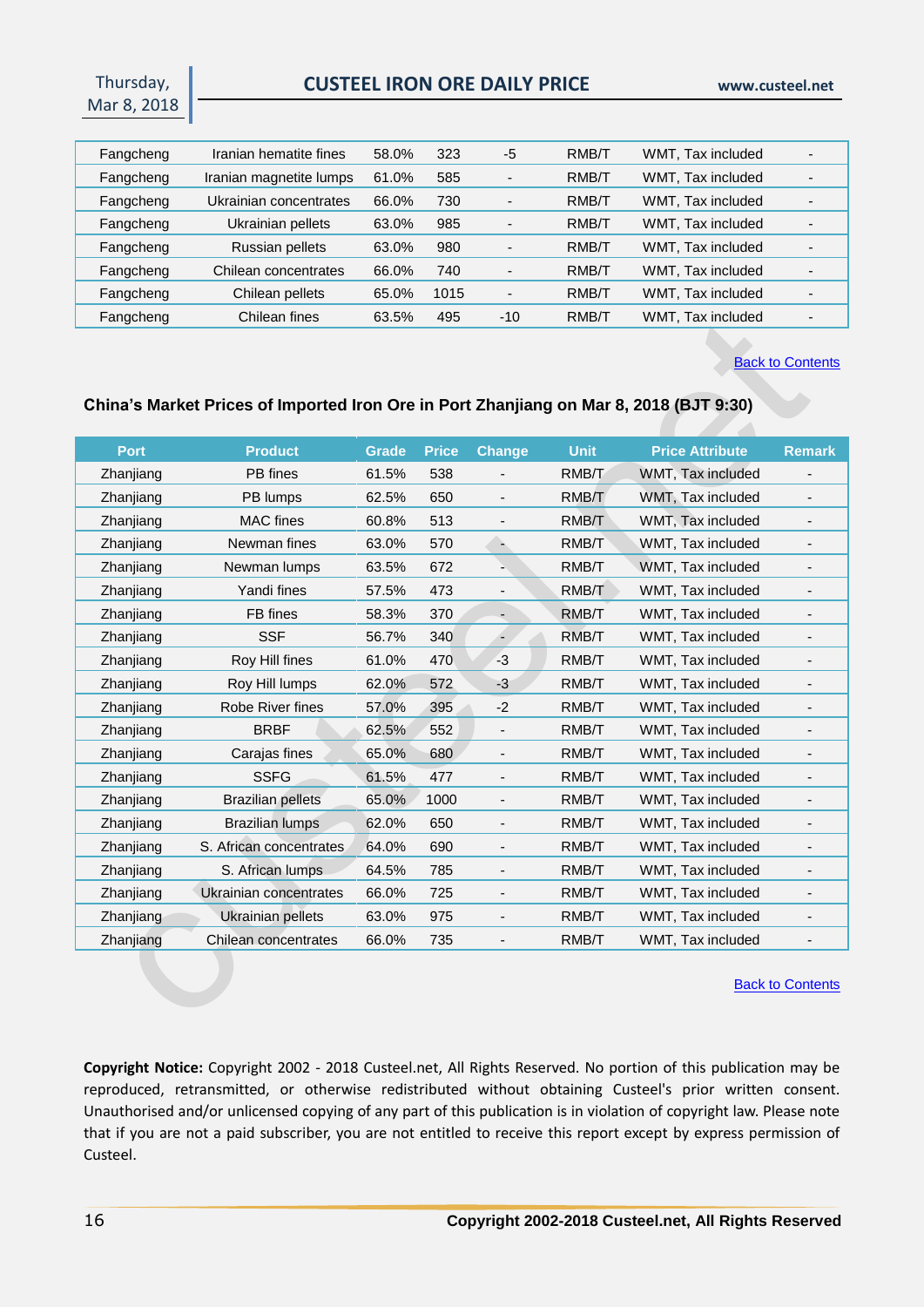| | | | | | | | |
|---|---|---|---|---|---|---|---|
| Fangcheng | Iranian hematite fines | 58.0% | 323 | -5 | RMB/T | WMT, Tax included | - |
| Fangcheng | Iranian magnetite lumps | 61.0% | 585 | - | RMB/T | WMT, Tax included | - |
| Fangcheng | Ukrainian concentrates | 66.0% | 730 | - | RMB/T | WMT, Tax included | - |
| Fangcheng | Ukrainian pellets | 63.0% | 985 | - | RMB/T | WMT, Tax included | - |
| Fangcheng | Russian pellets | 63.0% | 980 | - | RMB/T | WMT, Tax included | - |
| Fangcheng | Chilean concentrates | 66.0% | 740 | - | RMB/T | WMT, Tax included | - |
| Fangcheng | Chilean pellets | 65.0% | 1015 | - | RMB/T | WMT, Tax included | - |
| Fangcheng | Chilean fines | 63.5% | 495 | -10 | RMB/T | WMT, Tax included | - |

Back to Contents

### China's Market Prices of Imported Iron Ore in Port Zhanjiang on Mar 8, 2018 (BJT 9:30)

| Port | Product | Grade | Price | Change | Unit | Price Attribute | Remark |
|---|---|---|---|---|---|---|---|
| Zhanjiang | PB fines | 61.5% | 538 | - | RMB/T | WMT, Tax included | - |
| Zhanjiang | PB lumps | 62.5% | 650 | - | RMB/T | WMT, Tax included | - |
| Zhanjiang | MAC fines | 60.8% | 513 | - | RMB/T | WMT, Tax included | - |
| Zhanjiang | Newman fines | 63.0% | 570 | - | RMB/T | WMT, Tax included | - |
| Zhanjiang | Newman lumps | 63.5% | 672 | - | RMB/T | WMT, Tax included | - |
| Zhanjiang | Yandi fines | 57.5% | 473 | - | RMB/T | WMT, Tax included | - |
| Zhanjiang | FB fines | 58.3% | 370 | - | RMB/T | WMT, Tax included | - |
| Zhanjiang | SSF | 56.7% | 340 | - | RMB/T | WMT, Tax included | - |
| Zhanjiang | Roy Hill fines | 61.0% | 470 | -3 | RMB/T | WMT, Tax included | - |
| Zhanjiang | Roy Hill lumps | 62.0% | 572 | -3 | RMB/T | WMT, Tax included | - |
| Zhanjiang | Robe River fines | 57.0% | 395 | -2 | RMB/T | WMT, Tax included | - |
| Zhanjiang | BRBF | 62.5% | 552 | - | RMB/T | WMT, Tax included | - |
| Zhanjiang | Carajas fines | 65.0% | 680 | - | RMB/T | WMT, Tax included | - |
| Zhanjiang | SSFG | 61.5% | 477 | - | RMB/T | WMT, Tax included | - |
| Zhanjiang | Brazilian pellets | 65.0% | 1000 | - | RMB/T | WMT, Tax included | - |
| Zhanjiang | Brazilian lumps | 62.0% | 650 | - | RMB/T | WMT, Tax included | - |
| Zhanjiang | S. African concentrates | 64.0% | 690 | - | RMB/T | WMT, Tax included | - |
| Zhanjiang | S. African lumps | 64.5% | 785 | - | RMB/T | WMT, Tax included | - |
| Zhanjiang | Ukrainian concentrates | 66.0% | 725 | - | RMB/T | WMT, Tax included | - |
| Zhanjiang | Ukrainian pellets | 63.0% | 975 | - | RMB/T | WMT, Tax included | - |
| Zhanjiang | Chilean concentrates | 66.0% | 735 | - | RMB/T | WMT, Tax included | - |

Back to Contents

**Copyright Notice:** Copyright 2002 - 2018 Custeel.net, All Rights Reserved. No portion of this publication may be reproduced, retransmitted, or otherwise redistributed without obtaining Custeel's prior written consent. Unauthorised and/or unlicensed copying of any part of this publication is in violation of copyright law. Please note that if you are not a paid subscriber, you are not entitled to receive this report except by express permission of Custeel.